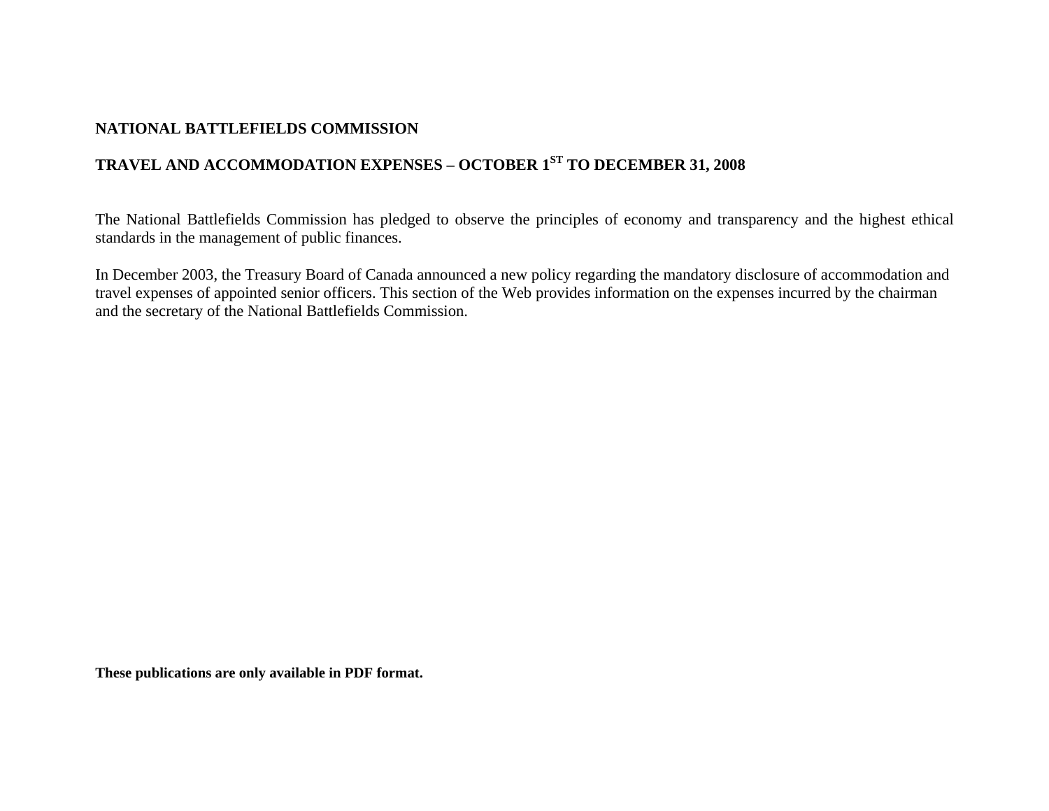**NATIONAL BATTLEFIELDS COMMISSION**

**TRAVEL AND ACCOMMODATION EXPENSES – OCTOBER 1ST TO DECEMBER 31, 2008**

The National Battlefields Commission has pledged to observe the principles of economy and transparency and the highest ethical standards in the management of public finances.

In December 2003, the Treasury Board of Canada announced a new policy regarding the mandatory disclosure of accommodation and travel expenses of appointed senior officers. This section of the Web provides information on the expenses incurred by the chairman and the secretary of the National Battlefields Commission.

**These publications are only available in PDF format.**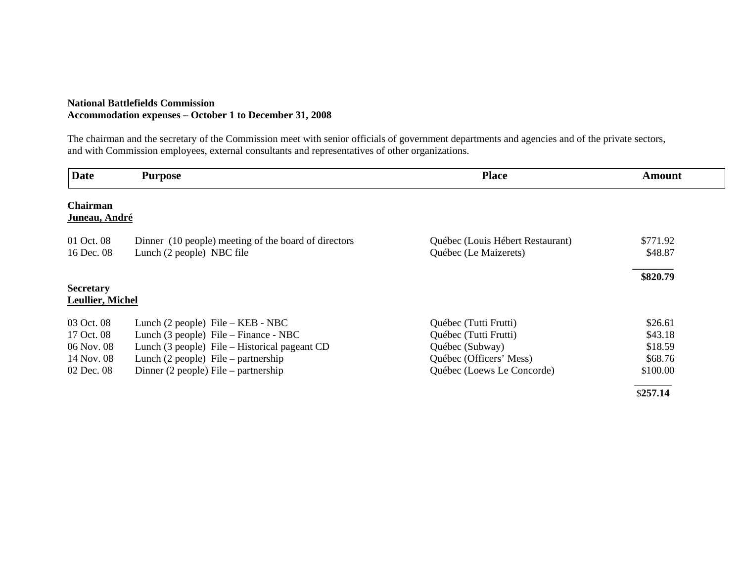**National Battlefields Commission**
**Accommodation expenses – October 1 to December 31, 2008**

The chairman and the secretary of the Commission meet with senior officials of government departments and agencies and of the private sectors, and with Commission employees, external consultants and representatives of other organizations.

| Date | Purpose | Place | Amount |
|---|---|---|---|
| **Chairman** | | | |
| **Juneau, André** | | | |
| 01 Oct. 08 | Dinner (10 people) meeting of the board of directors | Québec (Louis Hébert Restaurant) | $771.92 |
| 16 Dec. 08 | Lunch (2 people) NBC file | Québec (Le Maizerets) | $48.87 |
| | | | **$820.79** |
| **Secretary** | | | |
| **Leullier, Michel** | | | |
| 03 Oct. 08 | Lunch (2 people) File – KEB - NBC | Québec (Tutti Frutti) | $26.61 |
| 17 Oct. 08 | Lunch (3 people) File – Finance - NBC | Québec (Tutti Frutti) | $43.18 |
| 06 Nov. 08 | Lunch (3 people) File – Historical pageant CD | Québec (Subway) | $18.59 |
| 14 Nov. 08 | Lunch (2 people) File – partnership | Québec (Officers' Mess) | $68.76 |
| 02 Dec. 08 | Dinner (2 people) File – partnership | Québec (Loews Le Concorde) | $100.00 |
| | | | $**257.14** |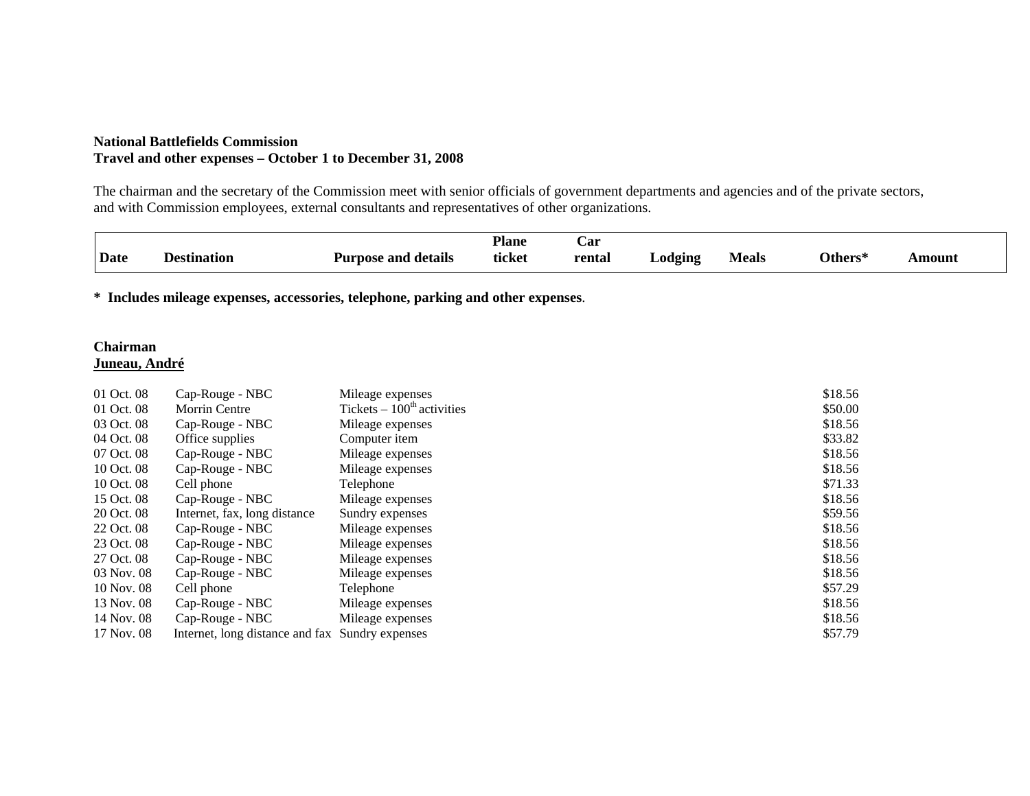**National Battlefields Commission**
**Travel and other expenses – October 1 to December 31, 2008**

The chairman and the secretary of the Commission meet with senior officials of government departments and agencies and of the private sectors, and with Commission employees, external consultants and representatives of other organizations.

| Date | Destination | Purpose and details | Plane ticket | Car rental | Lodging | Meals | Others* | Amount |
|---|---|---|---|---|---|---|---|---|

**\* Includes mileage expenses, accessories, telephone, parking and other expenses**.

**Chairman**
**Juneau, André**

| Date | Destination | Purpose and details | Plane ticket | Car rental | Lodging | Meals | Others* | Amount |
|---|---|---|---|---|---|---|---|---|
| 01 Oct. 08 | Cap-Rouge - NBC | Mileage expenses | | | | | $18.56 | |
| 01 Oct. 08 | Morrin Centre | Tickets – 100th activities | | | | | $50.00 | |
| 03 Oct. 08 | Cap-Rouge - NBC | Mileage expenses | | | | | $18.56 | |
| 04 Oct. 08 | Office supplies | Computer item | | | | | $33.82 | |
| 07 Oct. 08 | Cap-Rouge - NBC | Mileage expenses | | | | | $18.56 | |
| 10 Oct. 08 | Cap-Rouge - NBC | Mileage expenses | | | | | $18.56 | |
| 10 Oct. 08 | Cell phone | Telephone | | | | | $71.33 | |
| 15 Oct. 08 | Cap-Rouge - NBC | Mileage expenses | | | | | $18.56 | |
| 20 Oct. 08 | Internet, fax, long distance | Sundry expenses | | | | | $59.56 | |
| 22 Oct. 08 | Cap-Rouge - NBC | Mileage expenses | | | | | $18.56 | |
| 23 Oct. 08 | Cap-Rouge - NBC | Mileage expenses | | | | | $18.56 | |
| 27 Oct. 08 | Cap-Rouge - NBC | Mileage expenses | | | | | $18.56 | |
| 03 Nov. 08 | Cap-Rouge - NBC | Mileage expenses | | | | | $18.56 | |
| 10 Nov. 08 | Cell phone | Telephone | | | | | $57.29 | |
| 13 Nov. 08 | Cap-Rouge - NBC | Mileage expenses | | | | | $18.56 | |
| 14 Nov. 08 | Cap-Rouge - NBC | Mileage expenses | | | | | $18.56 | |
| 17 Nov. 08 | Internet, long distance and fax | Sundry expenses | | | | | $57.79 | |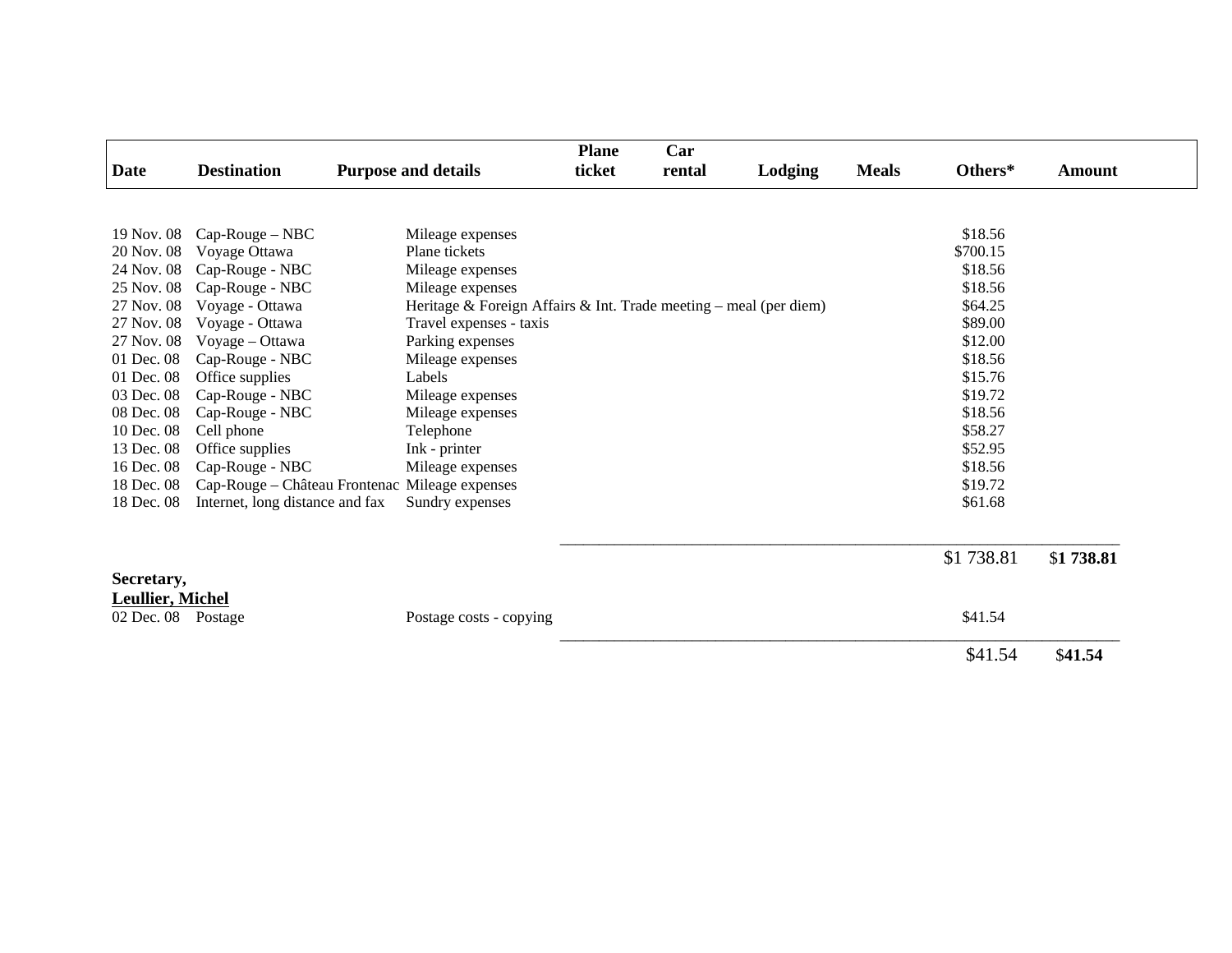| Date | Destination | Purpose and details | Plane ticket | Car rental | Lodging | Meals | Others* | Amount |
|---|---|---|---|---|---|---|---|---|
| 19 Nov. 08 | Cap-Rouge – NBC | Mileage expenses | | | | | $18.56 | |
| 20 Nov. 08 | Voyage Ottawa | Plane tickets | | | | | $700.15 | |
| 24 Nov. 08 | Cap-Rouge - NBC | Mileage expenses | | | | | $18.56 | |
| 25 Nov. 08 | Cap-Rouge - NBC | Mileage expenses | | | | | $18.56 | |
| 27 Nov. 08 | Voyage - Ottawa | Heritage & Foreign Affairs & Int. Trade meeting – meal (per diem) | | | | | $64.25 | |
| 27 Nov. 08 | Voyage - Ottawa | Travel expenses - taxis | | | | | $89.00 | |
| 27 Nov. 08 | Voyage – Ottawa | Parking expenses | | | | | $12.00 | |
| 01 Dec. 08 | Cap-Rouge - NBC | Mileage expenses | | | | | $18.56 | |
| 01 Dec. 08 | Office supplies | Labels | | | | | $15.76 | |
| 03 Dec. 08 | Cap-Rouge - NBC | Mileage expenses | | | | | $19.72 | |
| 08 Dec. 08 | Cap-Rouge - NBC | Mileage expenses | | | | | $18.56 | |
| 10 Dec. 08 | Cell phone | Telephone | | | | | $58.27 | |
| 13 Dec. 08 | Office supplies | Ink - printer | | | | | $52.95 | |
| 16 Dec. 08 | Cap-Rouge - NBC | Mileage expenses | | | | | $18.56 | |
| 18 Dec. 08 | Cap-Rouge – Château Frontenac | Mileage expenses | | | | | $19.72 | |
| 18 Dec. 08 | Internet, long distance and fax | Sundry expenses | | | | | $61.68 | |
| | | | | | | | $1 738.81 | **$1 738.81** |

**Secretary,**
**Leullier, Michel**

| Date | Destination | Purpose and details | Plane ticket | Car rental | Lodging | Meals | Others* | Amount |
|---|---|---|---|---|---|---|---|---|
| 02 Dec. 08 | Postage | Postage costs - copying | | | | | $41.54 | |
| | | | | | | | $41.54 | **$41.54** |